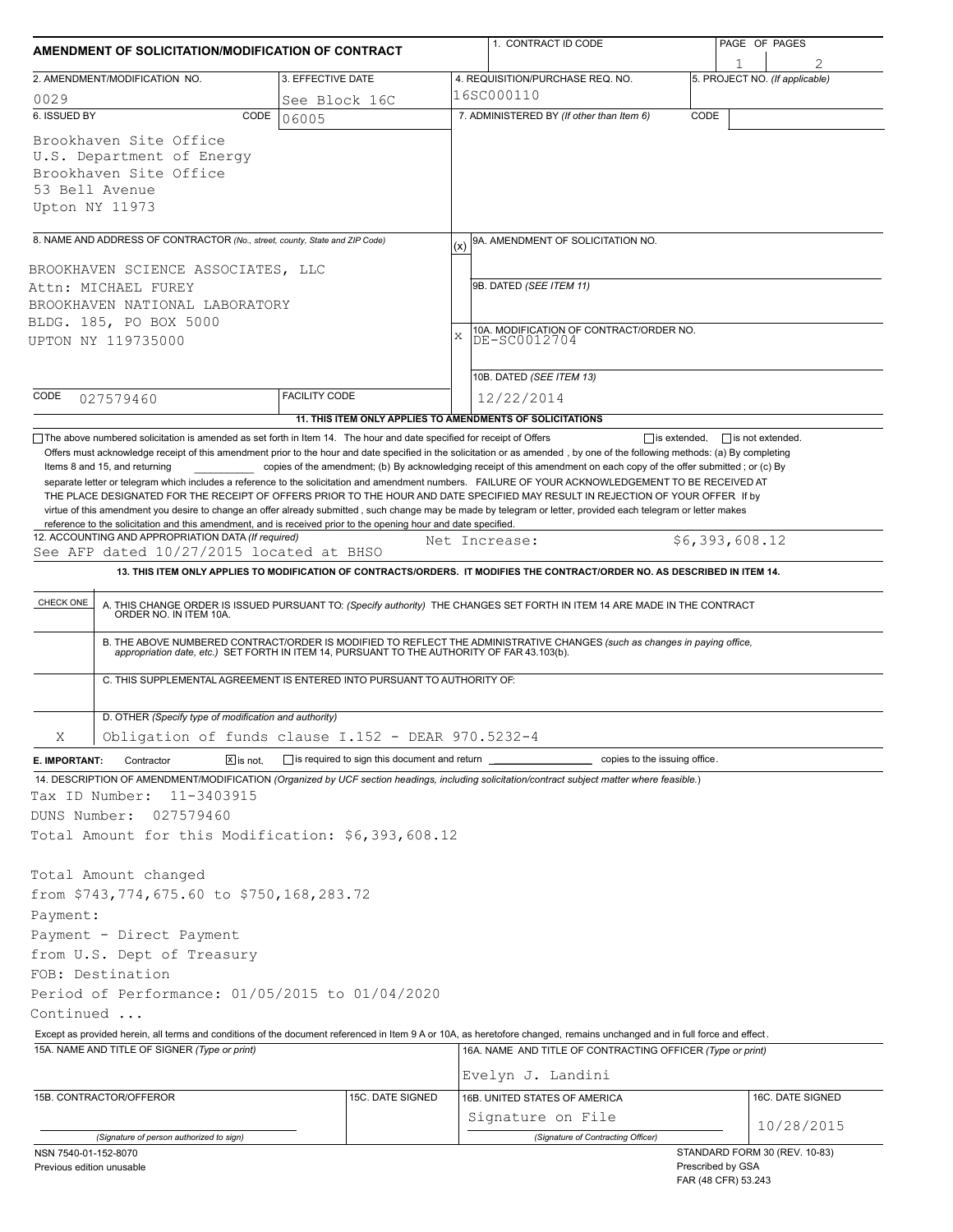# AMENDMENT OF SOLICITATION/MODIFICATION OF CONTRACT

| 1. CONTRACT ID CODE | PAGE OF PAGES |
|---|---|
| | 1 / 2 |

| 2. AMENDMENT/MODIFICATION NO. | 3. EFFECTIVE DATE | 4. REQUISITION/PURCHASE REQ. NO. | 5. PROJECT NO. (If applicable) |
|---|---|---|---|
| 0029 | See Block 16C | 16SC000110 | |

**6. ISSUED BY** CODE 06005

Brookhaven Site Office
U.S. Department of Energy
Brookhaven Site Office
53 Bell Avenue
Upton NY 11973

**7. ADMINISTERED BY** (If other than Item 6) CODE

**8. NAME AND ADDRESS OF CONTRACTOR** (No., street, county, State and ZIP Code)

BROOKHAVEN SCIENCE ASSOCIATES, LLC
Attn: MICHAEL FUREY
BROOKHAVEN NATIONAL LABORATORY
BLDG. 185, PO BOX 5000
UPTON NY 119735000

CODE 027579460 FACILITY CODE

(x) 9A. AMENDMENT OF SOLICITATION NO.

9B. DATED (SEE ITEM 11)

X 10A. MODIFICATION OF CONTRACT/ORDER NO. DE-SC0012704

10B. DATED (SEE ITEM 13) 12/22/2014

**11. THIS ITEM ONLY APPLIES TO AMENDMENTS OF SOLICITATIONS**

☐ The above numbered solicitation is amended as set forth in Item 14. The hour and date specified for receipt of Offers ☐ is extended, ☐ is not extended.

Offers must acknowledge receipt of this amendment prior to the hour and date specified in the solicitation or as amended , by one of the following methods: (a) By completing Items 8 and 15, and returning \_\_\_\_\_\_\_\_\_\_ copies of the amendment; (b) By acknowledging receipt of this amendment on each copy of the offer submitted ; or (c) By separate letter or telegram which includes a reference to the solicitation and amendment numbers. FAILURE OF YOUR ACKNOWLEDGEMENT TO BE RECEIVED AT THE PLACE DESIGNATED FOR THE RECEIPT OF OFFERS PRIOR TO THE HOUR AND DATE SPECIFIED MAY RESULT IN REJECTION OF YOUR OFFER If by virtue of this amendment you desire to change an offer already submitted , such change may be made by telegram or letter, provided each telegram or letter makes reference to the solicitation and this amendment, and is received prior to the opening hour and date specified.

**12. ACCOUNTING AND APPROPRIATION DATA** (If required)
See AFP dated 10/27/2015 located at BHSO — Net Increase: $6,393,608.12

**13. THIS ITEM ONLY APPLIES TO MODIFICATION OF CONTRACTS/ORDERS. IT MODIFIES THE CONTRACT/ORDER NO. AS DESCRIBED IN ITEM 14.**

| CHECK ONE | |
|---|---|
| | A. THIS CHANGE ORDER IS ISSUED PURSUANT TO: (Specify authority) THE CHANGES SET FORTH IN ITEM 14 ARE MADE IN THE CONTRACT ORDER NO. IN ITEM 10A. |
| | B. THE ABOVE NUMBERED CONTRACT/ORDER IS MODIFIED TO REFLECT THE ADMINISTRATIVE CHANGES (such as changes in paying office, appropriation date, etc.) SET FORTH IN ITEM 14, PURSUANT TO THE AUTHORITY OF FAR 43.103(b). |
| | C. THIS SUPPLEMENTAL AGREEMENT IS ENTERED INTO PURSUANT TO AUTHORITY OF: |
| X | D. OTHER (Specify type of modification and authority) Obligation of funds clause I.152 - DEAR 970.5232-4 |

**E. IMPORTANT:** Contractor ☒ is not, ☐ is required to sign this document and return \_\_\_\_\_\_\_\_\_\_ copies to the issuing office.

**14. DESCRIPTION OF AMENDMENT/MODIFICATION** (Organized by UCF section headings, including solicitation/contract subject matter where feasible.)

Tax ID Number: 11-3403915
DUNS Number: 027579460
Total Amount for this Modification: $6,393,608.12

Total Amount changed
from $743,774,675.60 to $750,168,283.72
Payment:
Payment - Direct Payment
from U.S. Dept of Treasury
FOB: Destination
Period of Performance: 01/05/2015 to 01/04/2020
Continued ...

Except as provided herein, all terms and conditions of the document referenced in Item 9 A or 10A, as heretofore changed, remains unchanged and in full force and effect.

| 15A. NAME AND TITLE OF SIGNER (Type or print) | | 16A. NAME AND TITLE OF CONTRACTING OFFICER (Type or print) | |
|---|---|---|---|
| | | Evelyn J. Landini | |
| 15B. CONTRACTOR/OFFEROR | 15C. DATE SIGNED | 16B. UNITED STATES OF AMERICA | 16C. DATE SIGNED |
| (Signature of person authorized to sign) | | Signature on File (Signature of Contracting Officer) | 10/28/2015 |

NSN 7540-01-152-8070
Previous edition unusable

STANDARD FORM 30 (REV. 10-83)
Prescribed by GSA
FAR (48 CFR) 53.243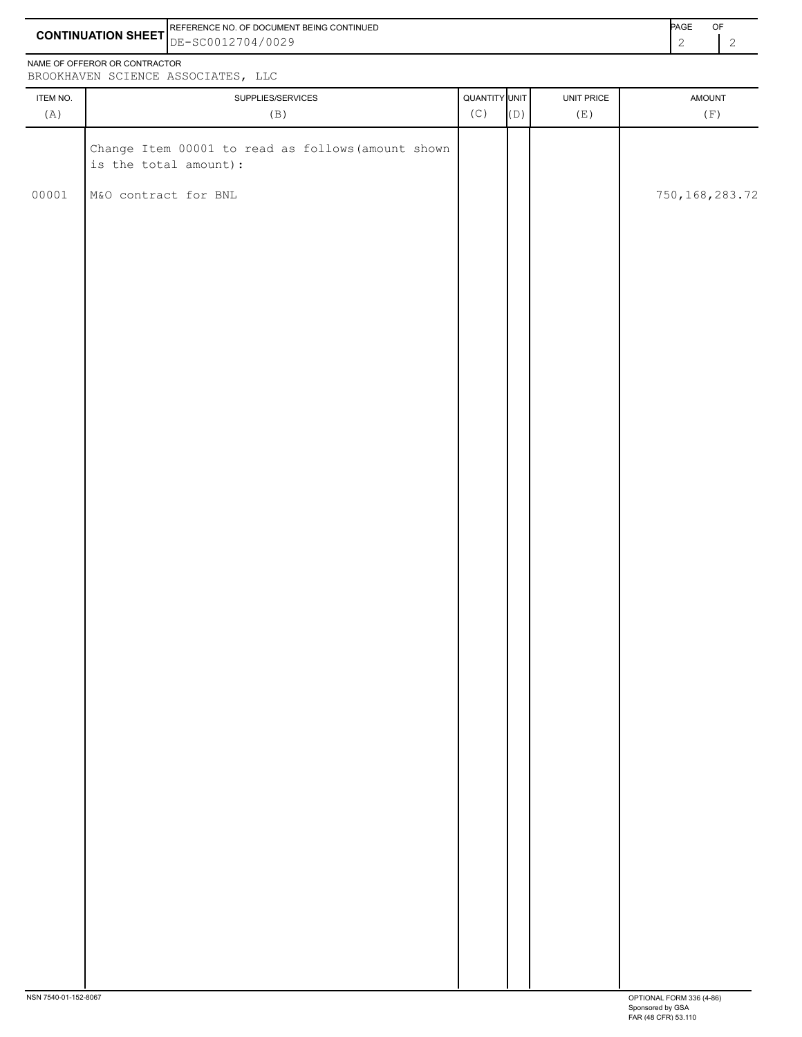**CONTINUATION SHEET**

REFERENCE NO. OF DOCUMENT BEING CONTINUED
DE-SC0012704/0029

NAME OF OFFEROR OR CONTRACTOR
BROOKHAVEN SCIENCE ASSOCIATES, LLC

| ITEM NO. (A) | SUPPLIES/SERVICES (B) | QUANTITY (C) | UNIT (D) | UNIT PRICE (E) | AMOUNT (F) |
|---|---|---|---|---|---|
| | Change Item 00001 to read as follows(amount shown is the total amount): | | | | |
| 00001 | M&O contract for BNL | | | | 750,168,283.72 |

NSN 7540-01-152-8067

OPTIONAL FORM 336 (4-86)
Sponsored by GSA
FAR (48 CFR) 53.110